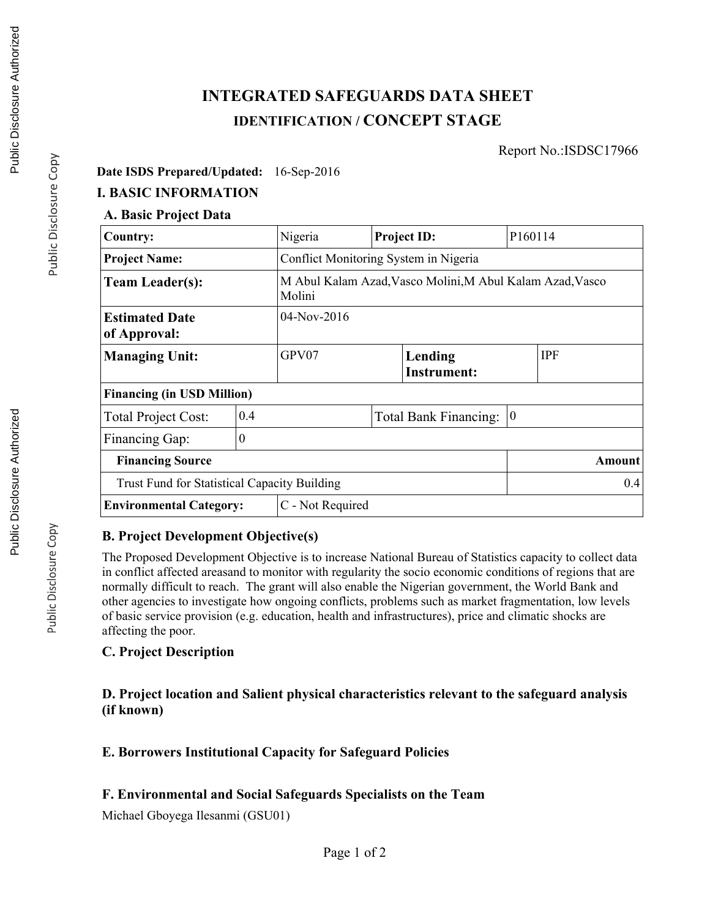# INTEGRATED SAFEGUARDS DATA SHEET
## IDENTIFICATION / CONCEPT STAGE

Report No.:ISDSC17966

**Date ISDS Prepared/Updated:** 16-Sep-2016

## I. BASIC INFORMATION

### A. Basic Project Data

| | | | | | |
|---|---|---|---|---|---|
| **Country:** | Nigeria | | **Project ID:** | P160114 | |
| **Project Name:** | Conflict Monitoring System in Nigeria | | | | |
| **Team Leader(s):** | M Abul Kalam Azad,Vasco Molini,M Abul Kalam Azad,Vasco Molini | | | | |
| **Estimated Date of Approval:** | 04-Nov-2016 | | | | |
| **Managing Unit:** | GPV07 | | **Lending Instrument:** | IPF | |
| **Financing (in USD Million)** | | | | | |
| Total Project Cost: | 0.4 | | Total Bank Financing: | 0 | |
| Financing Gap: | 0 | | | | |
| **Financing Source** | | | | | **Amount** |
| Trust Fund for Statistical Capacity Building | | | | | 0.4 |
| **Environmental Category:** | C - Not Required | | | | |

### B. Project Development Objective(s)

The Proposed Development Objective is to increase National Bureau of Statistics capacity to collect data in conflict affected areasand to monitor with regularity the socio economic conditions of regions that are normally difficult to reach. The grant will also enable the Nigerian government, the World Bank and other agencies to investigate how ongoing conflicts, problems such as market fragmentation, low levels of basic service provision (e.g. education, health and infrastructures), price and climatic shocks are affecting the poor.

### C. Project Description

### D. Project location and Salient physical characteristics relevant to the safeguard analysis (if known)

### E. Borrowers Institutional Capacity for Safeguard Policies

### F. Environmental and Social Safeguards Specialists on the Team

Michael Gboyega Ilesanmi (GSU01)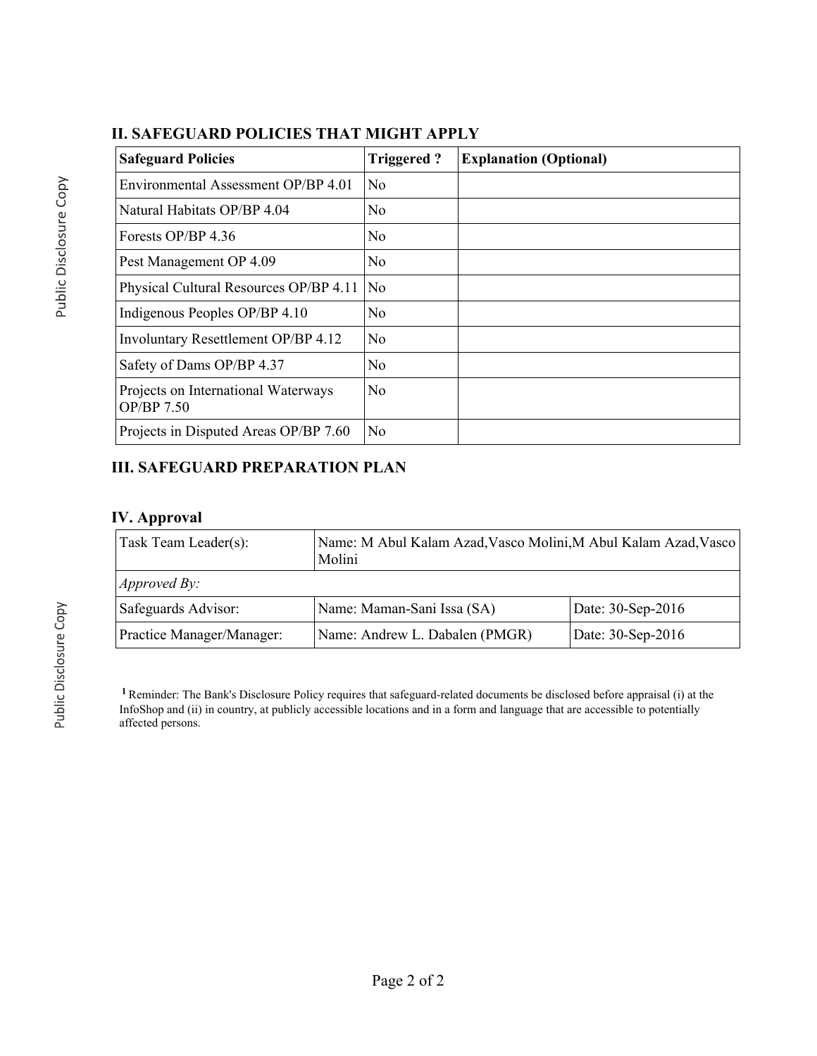## II. SAFEGUARD POLICIES THAT MIGHT APPLY

| Safeguard Policies | Triggered ? | Explanation (Optional) |
| --- | --- | --- |
| Environmental Assessment OP/BP 4.01 | No | |
| Natural Habitats OP/BP 4.04 | No | |
| Forests OP/BP 4.36 | No | |
| Pest Management OP 4.09 | No | |
| Physical Cultural Resources OP/BP 4.11 | No | |
| Indigenous Peoples OP/BP 4.10 | No | |
| Involuntary Resettlement OP/BP 4.12 | No | |
| Safety of Dams OP/BP 4.37 | No | |
| Projects on International Waterways OP/BP 7.50 | No | |
| Projects in Disputed Areas OP/BP 7.60 | No | |

## III. SAFEGUARD PREPARATION PLAN

## IV. Approval

| | | |
| --- | --- | --- |
| Task Team Leader(s): | Name: M Abul Kalam Azad,Vasco Molini,M Abul Kalam Azad,Vasco Molini | |
| *Approved By:* | | |
| Safeguards Advisor: | Name: Maman-Sani Issa (SA) | Date: 30-Sep-2016 |
| Practice Manager/Manager: | Name: Andrew L. Dabalen (PMGR) | Date: 30-Sep-2016 |

[1] Reminder: The Bank's Disclosure Policy requires that safeguard-related documents be disclosed before appraisal (i) at the InfoShop and (ii) in country, at publicly accessible locations and in a form and language that are accessible to potentially affected persons.